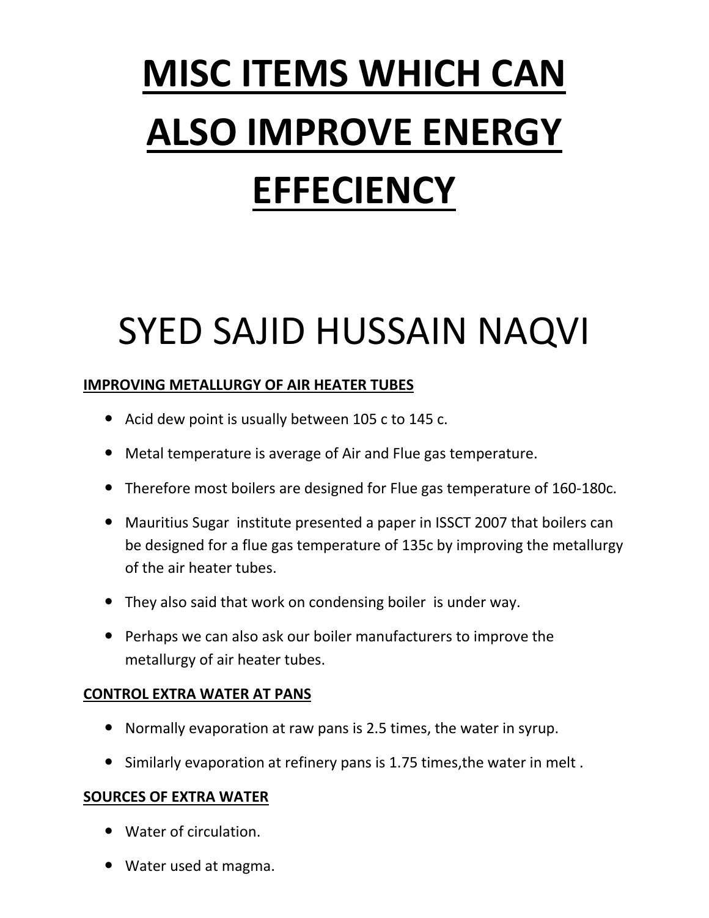# MISC ITEMS WHICH CAN ALSO IMPROVE ENERGY EFFECIENCY

# SYED SAJID HUSSAIN NAQVI

## IMPROVING METALLURGY OF AIR HEATER TUBES

- Acid dew point is usually between 105 c to 145 c.
- Metal temperature is average of Air and Flue gas temperature.
- Therefore most boilers are designed for Flue gas temperature of 160-180c.
- Mauritius Sugar institute presented a paper in ISSCT 2007 that boilers can be designed for a flue gas temperature of 135c by improving the metallurgy of the air heater tubes.
- They also said that work on condensing boiler is under way.
- Perhaps we can also ask our boiler manufacturers to improve the metallurgy of air heater tubes.

## CONTROL EXTRA WATER AT PANS

- Normally evaporation at raw pans is 2.5 times, the water in syrup.
- Similarly evaporation at refinery pans is 1.75 times,the water in melt .

## SOURCES OF EXTRA WATER

- Water of circulation.
- Water used at magma.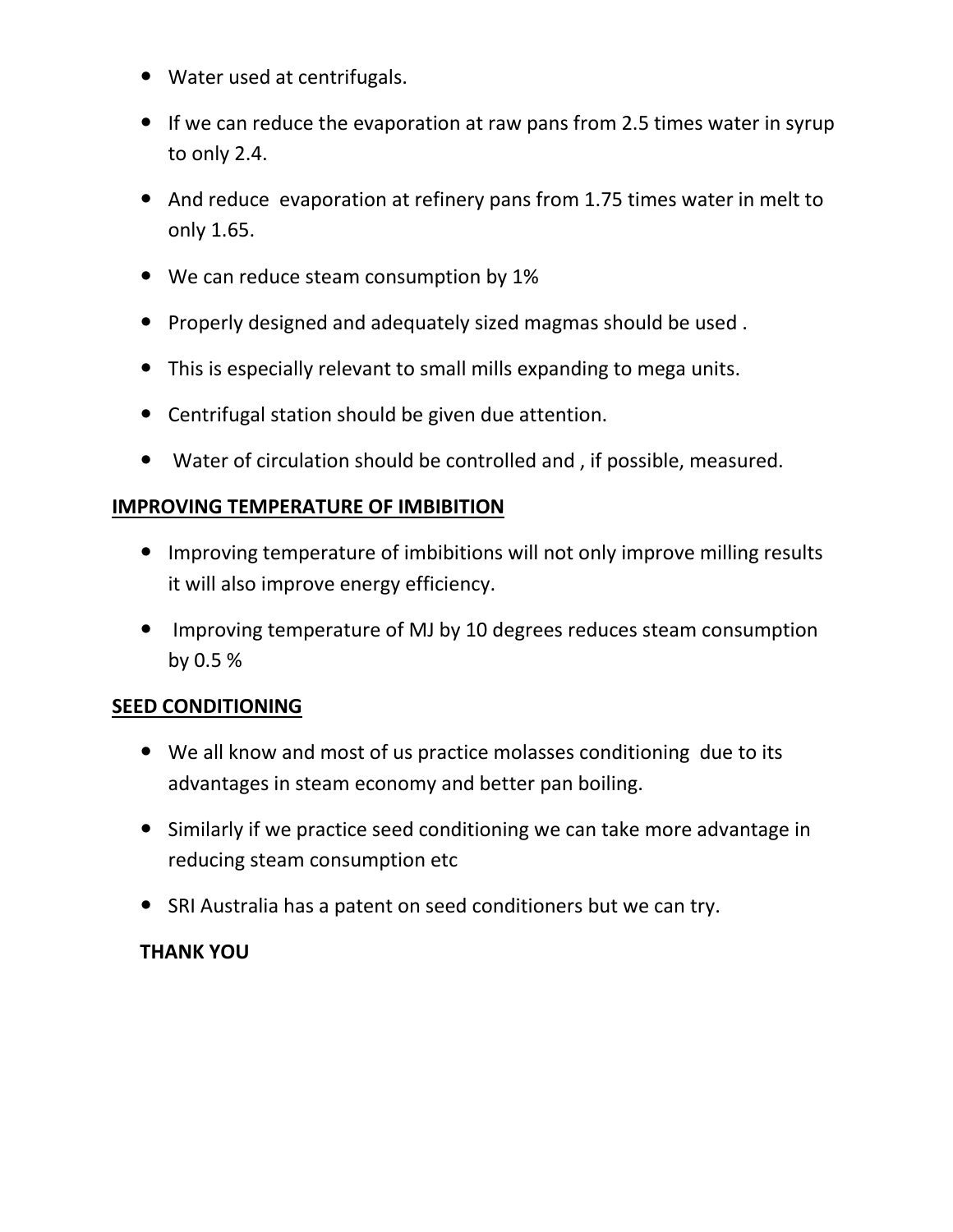- Water used at centrifugals.
- If we can reduce the evaporation at raw pans from 2.5 times water in syrup to only 2.4.
- And reduce evaporation at refinery pans from 1.75 times water in melt to only 1.65.
- We can reduce steam consumption by 1%
- Properly designed and adequately sized magmas should be used .
- This is especially relevant to small mills expanding to mega units.
- Centrifugal station should be given due attention.
- Water of circulation should be controlled and , if possible, measured.

## IMPROVING TEMPERATURE OF IMBIBITION

- Improving temperature of imbibitions will not only improve milling results it will also improve energy efficiency.
- Improving temperature of MJ by 10 degrees reduces steam consumption by 0.5 %

## SEED CONDITIONING

- We all know and most of us practice molasses conditioning due to its advantages in steam economy and better pan boiling.
- Similarly if we practice seed conditioning we can take more advantage in reducing steam consumption etc
- SRI Australia has a patent on seed conditioners but we can try.

**THANK YOU**